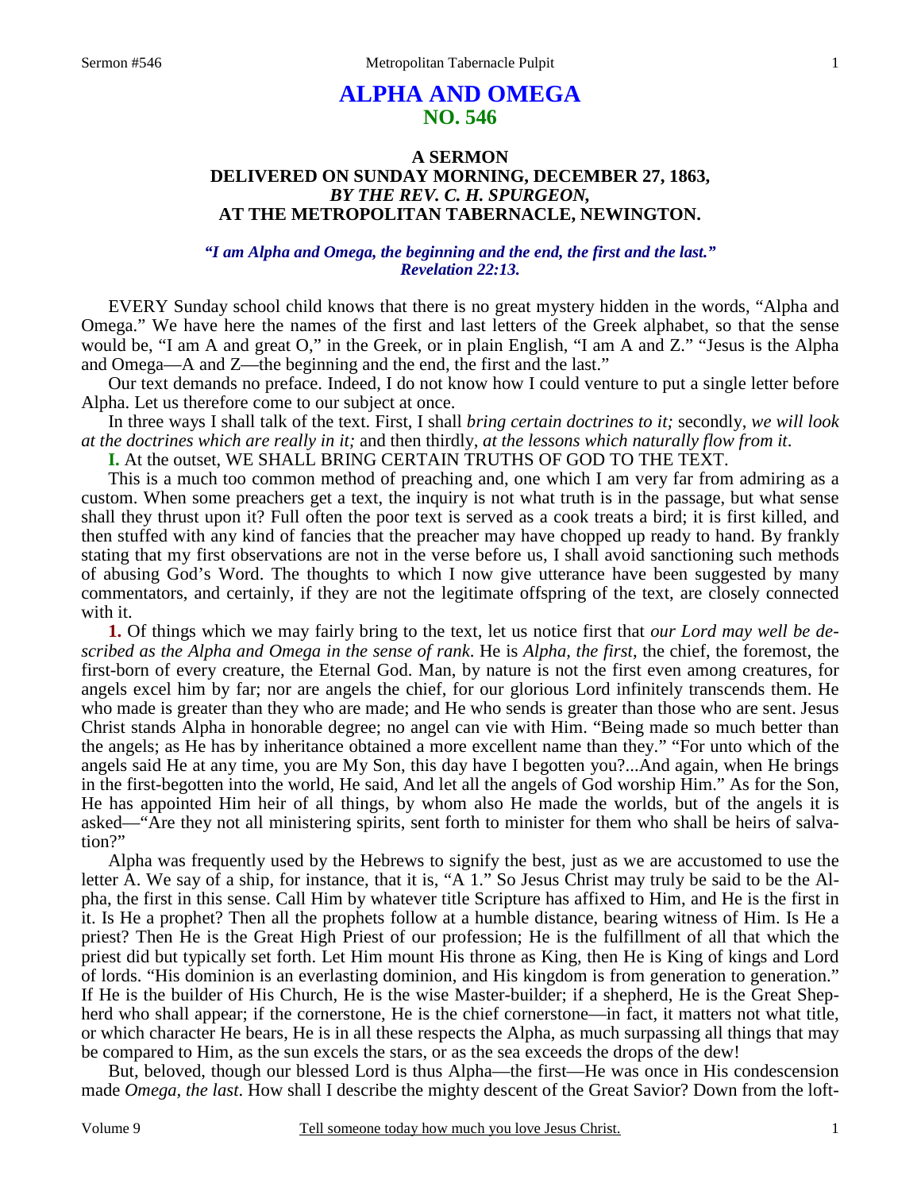# ALPHA AND OMEGA
## NO. 546

### A SERMON
### DELIVERED ON SUNDAY MORNING, DECEMBER 27, 1863,
### *BY THE REV. C. H. SPURGEON,*
### AT THE METROPOLITAN TABERNACLE, NEWINGTON.

***"I am Alpha and Omega, the beginning and the end, the first and the last." Revelation 22:13.***

EVERY Sunday school child knows that there is no great mystery hidden in the words, "Alpha and Omega." We have here the names of the first and last letters of the Greek alphabet, so that the sense would be, "I am A and great O," in the Greek, or in plain English, "I am A and Z." "Jesus is the Alpha and Omega—A and Z—the beginning and the end, the first and the last."

Our text demands no preface. Indeed, I do not know how I could venture to put a single letter before Alpha. Let us therefore come to our subject at once.

In three ways I shall talk of the text. First, I shall *bring certain doctrines to it;* secondly, *we will look at the doctrines which are really in it;* and then thirdly, *at the lessons which naturally flow from it*.

**I.** At the outset, WE SHALL BRING CERTAIN TRUTHS OF GOD TO THE TEXT.

This is a much too common method of preaching and, one which I am very far from admiring as a custom. When some preachers get a text, the inquiry is not what truth is in the passage, but what sense shall they thrust upon it? Full often the poor text is served as a cook treats a bird; it is first killed, and then stuffed with any kind of fancies that the preacher may have chopped up ready to hand. By frankly stating that my first observations are not in the verse before us, I shall avoid sanctioning such methods of abusing God's Word. The thoughts to which I now give utterance have been suggested by many commentators, and certainly, if they are not the legitimate offspring of the text, are closely connected with it.

**1.** Of things which we may fairly bring to the text, let us notice first that *our Lord may well be described as the Alpha and Omega in the sense of rank*. He is *Alpha, the first*, the chief, the foremost, the first-born of every creature, the Eternal God. Man, by nature is not the first even among creatures, for angels excel him by far; nor are angels the chief, for our glorious Lord infinitely transcends them. He who made is greater than they who are made; and He who sends is greater than those who are sent. Jesus Christ stands Alpha in honorable degree; no angel can vie with Him. "Being made so much better than the angels; as He has by inheritance obtained a more excellent name than they." "For unto which of the angels said He at any time, you are My Son, this day have I begotten you?...And again, when He brings in the first-begotten into the world, He said, And let all the angels of God worship Him." As for the Son, He has appointed Him heir of all things, by whom also He made the worlds, but of the angels it is asked—"Are they not all ministering spirits, sent forth to minister for them who shall be heirs of salvation?"

Alpha was frequently used by the Hebrews to signify the best, just as we are accustomed to use the letter A. We say of a ship, for instance, that it is, "A 1." So Jesus Christ may truly be said to be the Alpha, the first in this sense. Call Him by whatever title Scripture has affixed to Him, and He is the first in it. Is He a prophet? Then all the prophets follow at a humble distance, bearing witness of Him. Is He a priest? Then He is the Great High Priest of our profession; He is the fulfillment of all that which the priest did but typically set forth. Let Him mount His throne as King, then He is King of kings and Lord of lords. "His dominion is an everlasting dominion, and His kingdom is from generation to generation." If He is the builder of His Church, He is the wise Master-builder; if a shepherd, He is the Great Shepherd who shall appear; if the cornerstone, He is the chief cornerstone—in fact, it matters not what title, or which character He bears, He is in all these respects the Alpha, as much surpassing all things that may be compared to Him, as the sun excels the stars, or as the sea exceeds the drops of the dew!

But, beloved, though our blessed Lord is thus Alpha—the first—He was once in His condescension made *Omega, the last*. How shall I describe the mighty descent of the Great Savior? Down from the loft-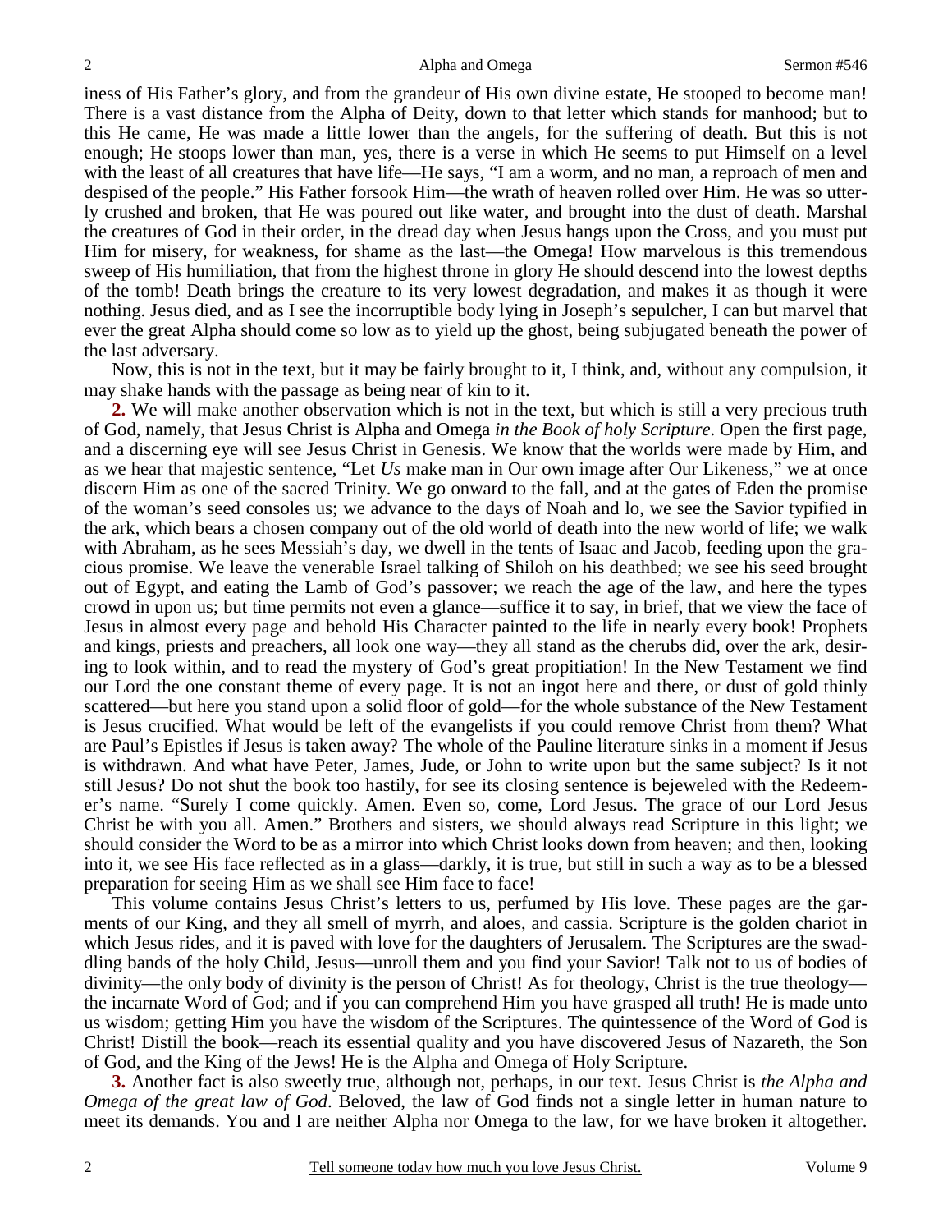iness of His Father's glory, and from the grandeur of His own divine estate, He stooped to become man! There is a vast distance from the Alpha of Deity, down to that letter which stands for manhood; but to this He came, He was made a little lower than the angels, for the suffering of death. But this is not enough; He stoops lower than man, yes, there is a verse in which He seems to put Himself on a level with the least of all creatures that have life—He says, "I am a worm, and no man, a reproach of men and despised of the people." His Father forsook Him—the wrath of heaven rolled over Him. He was so utterly crushed and broken, that He was poured out like water, and brought into the dust of death. Marshal the creatures of God in their order, in the dread day when Jesus hangs upon the Cross, and you must put Him for misery, for weakness, for shame as the last—the Omega! How marvelous is this tremendous sweep of His humiliation, that from the highest throne in glory He should descend into the lowest depths of the tomb! Death brings the creature to its very lowest degradation, and makes it as though it were nothing. Jesus died, and as I see the incorruptible body lying in Joseph's sepulcher, I can but marvel that ever the great Alpha should come so low as to yield up the ghost, being subjugated beneath the power of the last adversary.

Now, this is not in the text, but it may be fairly brought to it, I think, and, without any compulsion, it may shake hands with the passage as being near of kin to it.

**2.** We will make another observation which is not in the text, but which is still a very precious truth of God, namely, that Jesus Christ is Alpha and Omega *in the Book of holy Scripture*. Open the first page, and a discerning eye will see Jesus Christ in Genesis. We know that the worlds were made by Him, and as we hear that majestic sentence, "Let *Us* make man in Our own image after Our Likeness," we at once discern Him as one of the sacred Trinity. We go onward to the fall, and at the gates of Eden the promise of the woman's seed consoles us; we advance to the days of Noah and lo, we see the Savior typified in the ark, which bears a chosen company out of the old world of death into the new world of life; we walk with Abraham, as he sees Messiah's day, we dwell in the tents of Isaac and Jacob, feeding upon the gracious promise. We leave the venerable Israel talking of Shiloh on his deathbed; we see his seed brought out of Egypt, and eating the Lamb of God's passover; we reach the age of the law, and here the types crowd in upon us; but time permits not even a glance—suffice it to say, in brief, that we view the face of Jesus in almost every page and behold His Character painted to the life in nearly every book! Prophets and kings, priests and preachers, all look one way—they all stand as the cherubs did, over the ark, desiring to look within, and to read the mystery of God's great propitiation! In the New Testament we find our Lord the one constant theme of every page. It is not an ingot here and there, or dust of gold thinly scattered—but here you stand upon a solid floor of gold—for the whole substance of the New Testament is Jesus crucified. What would be left of the evangelists if you could remove Christ from them? What are Paul's Epistles if Jesus is taken away? The whole of the Pauline literature sinks in a moment if Jesus is withdrawn. And what have Peter, James, Jude, or John to write upon but the same subject? Is it not still Jesus? Do not shut the book too hastily, for see its closing sentence is bejeweled with the Redeemer's name. "Surely I come quickly. Amen. Even so, come, Lord Jesus. The grace of our Lord Jesus Christ be with you all. Amen." Brothers and sisters, we should always read Scripture in this light; we should consider the Word to be as a mirror into which Christ looks down from heaven; and then, looking into it, we see His face reflected as in a glass—darkly, it is true, but still in such a way as to be a blessed preparation for seeing Him as we shall see Him face to face!

This volume contains Jesus Christ's letters to us, perfumed by His love. These pages are the garments of our King, and they all smell of myrrh, and aloes, and cassia. Scripture is the golden chariot in which Jesus rides, and it is paved with love for the daughters of Jerusalem. The Scriptures are the swaddling bands of the holy Child, Jesus—unroll them and you find your Savior! Talk not to us of bodies of divinity—the only body of divinity is the person of Christ! As for theology, Christ is the true theology—the incarnate Word of God; and if you can comprehend Him you have grasped all truth! He is made unto us wisdom; getting Him you have the wisdom of the Scriptures. The quintessence of the Word of God is Christ! Distill the book—reach its essential quality and you have discovered Jesus of Nazareth, the Son of God, and the King of the Jews! He is the Alpha and Omega of Holy Scripture.

**3.** Another fact is also sweetly true, although not, perhaps, in our text. Jesus Christ is *the Alpha and Omega of the great law of God*. Beloved, the law of God finds not a single letter in human nature to meet its demands. You and I are neither Alpha nor Omega to the law, for we have broken it altogether.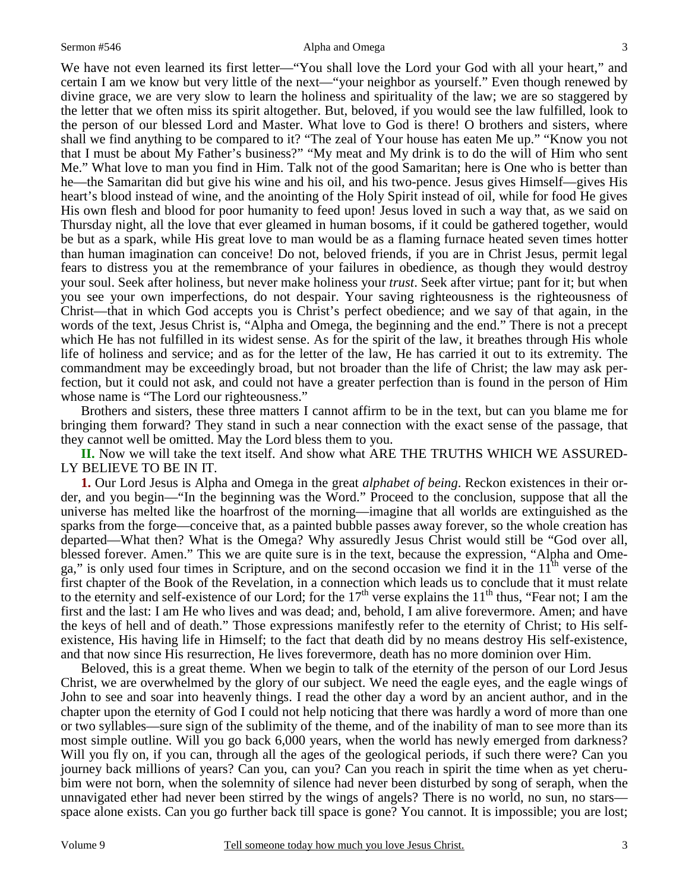We have not even learned its first letter—"You shall love the Lord your God with all your heart," and certain I am we know but very little of the next—"your neighbor as yourself." Even though renewed by divine grace, we are very slow to learn the holiness and spirituality of the law; we are so staggered by the letter that we often miss its spirit altogether. But, beloved, if you would see the law fulfilled, look to the person of our blessed Lord and Master. What love to God is there! O brothers and sisters, where shall we find anything to be compared to it? "The zeal of Your house has eaten Me up." "Know you not that I must be about My Father's business?" "My meat and My drink is to do the will of Him who sent Me." What love to man you find in Him. Talk not of the good Samaritan; here is One who is better than he—the Samaritan did but give his wine and his oil, and his two-pence. Jesus gives Himself—gives His heart's blood instead of wine, and the anointing of the Holy Spirit instead of oil, while for food He gives His own flesh and blood for poor humanity to feed upon! Jesus loved in such a way that, as we said on Thursday night, all the love that ever gleamed in human bosoms, if it could be gathered together, would be but as a spark, while His great love to man would be as a flaming furnace heated seven times hotter than human imagination can conceive! Do not, beloved friends, if you are in Christ Jesus, permit legal fears to distress you at the remembrance of your failures in obedience, as though they would destroy your soul. Seek after holiness, but never make holiness your *trust*. Seek after virtue; pant for it; but when you see your own imperfections, do not despair. Your saving righteousness is the righteousness of Christ—that in which God accepts you is Christ's perfect obedience; and we say of that again, in the words of the text, Jesus Christ is, "Alpha and Omega, the beginning and the end." There is not a precept which He has not fulfilled in its widest sense. As for the spirit of the law, it breathes through His whole life of holiness and service; and as for the letter of the law, He has carried it out to its extremity. The commandment may be exceedingly broad, but not broader than the life of Christ; the law may ask perfection, but it could not ask, and could not have a greater perfection than is found in the person of Him whose name is "The Lord our righteousness."

Brothers and sisters, these three matters I cannot affirm to be in the text, but can you blame me for bringing them forward? They stand in such a near connection with the exact sense of the passage, that they cannot well be omitted. May the Lord bless them to you.

**II.** Now we will take the text itself. And show what ARE THE TRUTHS WHICH WE ASSUREDLY BELIEVE TO BE IN IT.

**1.** Our Lord Jesus is Alpha and Omega in the great *alphabet of being*. Reckon existences in their order, and you begin—"In the beginning was the Word." Proceed to the conclusion, suppose that all the universe has melted like the hoarfrost of the morning—imagine that all worlds are extinguished as the sparks from the forge—conceive that, as a painted bubble passes away forever, so the whole creation has departed—What then? What is the Omega? Why assuredly Jesus Christ would still be "God over all, blessed forever. Amen." This we are quite sure is in the text, because the expression, "Alpha and Omega," is only used four times in Scripture, and on the second occasion we find it in the 11th verse of the first chapter of the Book of the Revelation, in a connection which leads us to conclude that it must relate to the eternity and self-existence of our Lord; for the 17th verse explains the 11th thus, "Fear not; I am the first and the last: I am He who lives and was dead; and, behold, I am alive forevermore. Amen; and have the keys of hell and of death." Those expressions manifestly refer to the eternity of Christ; to His self-existence, His having life in Himself; to the fact that death did by no means destroy His self-existence, and that now since His resurrection, He lives forevermore, death has no more dominion over Him.

Beloved, this is a great theme. When we begin to talk of the eternity of the person of our Lord Jesus Christ, we are overwhelmed by the glory of our subject. We need the eagle eyes, and the eagle wings of John to see and soar into heavenly things. I read the other day a word by an ancient author, and in the chapter upon the eternity of God I could not help noticing that there was hardly a word of more than one or two syllables—sure sign of the sublimity of the theme, and of the inability of man to see more than its most simple outline. Will you go back 6,000 years, when the world has newly emerged from darkness? Will you fly on, if you can, through all the ages of the geological periods, if such there were? Can you journey back millions of years? Can you, can you? Can you reach in spirit the time when as yet cherubim were not born, when the solemnity of silence had never been disturbed by song of seraph, when the unnavigated ether had never been stirred by the wings of angels? There is no world, no sun, no stars—space alone exists. Can you go further back till space is gone? You cannot. It is impossible; you are lost;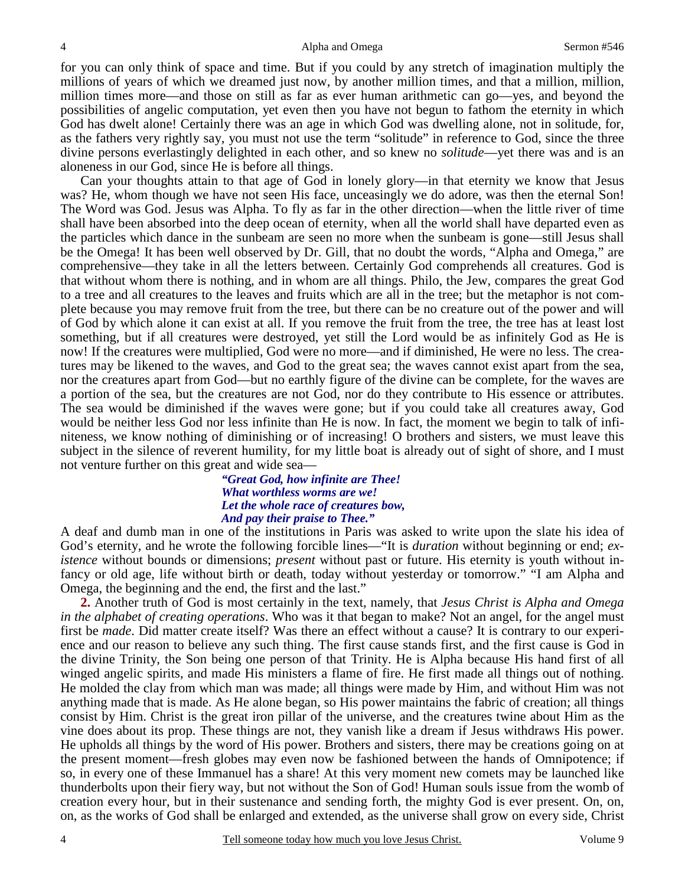for you can only think of space and time. But if you could by any stretch of imagination multiply the millions of years of which we dreamed just now, by another million times, and that a million, million, million times more—and those on still as far as ever human arithmetic can go—yes, and beyond the possibilities of angelic computation, yet even then you have not begun to fathom the eternity in which God has dwelt alone! Certainly there was an age in which God was dwelling alone, not in solitude, for, as the fathers very rightly say, you must not use the term "solitude" in reference to God, since the three divine persons everlastingly delighted in each other, and so knew no *solitude*—yet there was and is an aloneness in our God, since He is before all things.

Can your thoughts attain to that age of God in lonely glory—in that eternity we know that Jesus was? He, whom though we have not seen His face, unceasingly we do adore, was then the eternal Son! The Word was God. Jesus was Alpha. To fly as far in the other direction—when the little river of time shall have been absorbed into the deep ocean of eternity, when all the world shall have departed even as the particles which dance in the sunbeam are seen no more when the sunbeam is gone—still Jesus shall be the Omega! It has been well observed by Dr. Gill, that no doubt the words, "Alpha and Omega," are comprehensive—they take in all the letters between. Certainly God comprehends all creatures. God is that without whom there is nothing, and in whom are all things. Philo, the Jew, compares the great God to a tree and all creatures to the leaves and fruits which are all in the tree; but the metaphor is not complete because you may remove fruit from the tree, but there can be no creature out of the power and will of God by which alone it can exist at all. If you remove the fruit from the tree, the tree has at least lost something, but if all creatures were destroyed, yet still the Lord would be as infinitely God as He is now! If the creatures were multiplied, God were no more—and if diminished, He were no less. The creatures may be likened to the waves, and God to the great sea; the waves cannot exist apart from the sea, nor the creatures apart from God—but no earthly figure of the divine can be complete, for the waves are a portion of the sea, but the creatures are not God, nor do they contribute to His essence or attributes. The sea would be diminished if the waves were gone; but if you could take all creatures away, God would be neither less God nor less infinite than He is now. In fact, the moment we begin to talk of infiniteness, we know nothing of diminishing or of increasing! O brothers and sisters, we must leave this subject in the silence of reverent humility, for my little boat is already out of sight of shore, and I must not venture further on this great and wide sea—

> *"Great God, how infinite are Thee!*
> *What worthless worms are we!*
> *Let the whole race of creatures bow,*
> *And pay their praise to Thee."*

A deaf and dumb man in one of the institutions in Paris was asked to write upon the slate his idea of God's eternity, and he wrote the following forcible lines—"It is *duration* without beginning or end; *existence* without bounds or dimensions; *present* without past or future. His eternity is youth without infancy or old age, life without birth or death, today without yesterday or tomorrow." "I am Alpha and Omega, the beginning and the end, the first and the last."

**2.** Another truth of God is most certainly in the text, namely, that *Jesus Christ is Alpha and Omega in the alphabet of creating operations*. Who was it that began to make? Not an angel, for the angel must first be *made*. Did matter create itself? Was there an effect without a cause? It is contrary to our experience and our reason to believe any such thing. The first cause stands first, and the first cause is God in the divine Trinity, the Son being one person of that Trinity. He is Alpha because His hand first of all winged angelic spirits, and made His ministers a flame of fire. He first made all things out of nothing. He molded the clay from which man was made; all things were made by Him, and without Him was not anything made that is made. As He alone began, so His power maintains the fabric of creation; all things consist by Him. Christ is the great iron pillar of the universe, and the creatures twine about Him as the vine does about its prop. These things are not, they vanish like a dream if Jesus withdraws His power. He upholds all things by the word of His power. Brothers and sisters, there may be creations going on at the present moment—fresh globes may even now be fashioned between the hands of Omnipotence; if so, in every one of these Immanuel has a share! At this very moment new comets may be launched like thunderbolts upon their fiery way, but not without the Son of God! Human souls issue from the womb of creation every hour, but in their sustenance and sending forth, the mighty God is ever present. On, on, on, as the works of God shall be enlarged and extended, as the universe shall grow on every side, Christ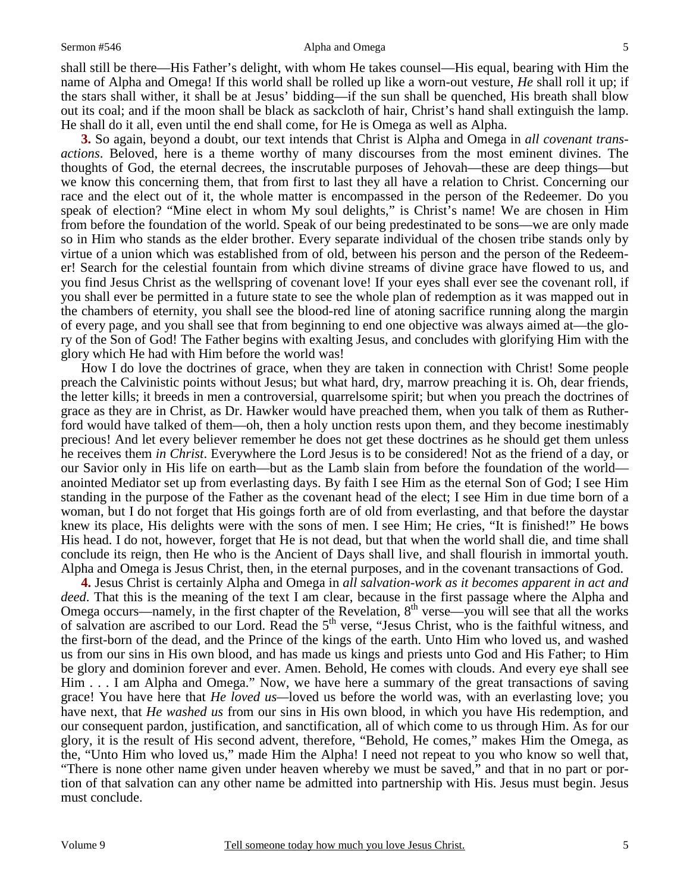shall still be there—His Father's delight, with whom He takes counsel—His equal, bearing with Him the name of Alpha and Omega! If this world shall be rolled up like a worn-out vesture, *He* shall roll it up; if the stars shall wither, it shall be at Jesus' bidding—if the sun shall be quenched, His breath shall blow out its coal; and if the moon shall be black as sackcloth of hair, Christ's hand shall extinguish the lamp. He shall do it all, even until the end shall come, for He is Omega as well as Alpha.

**3.** So again, beyond a doubt, our text intends that Christ is Alpha and Omega in *all covenant transactions*. Beloved, here is a theme worthy of many discourses from the most eminent divines. The thoughts of God, the eternal decrees, the inscrutable purposes of Jehovah—these are deep things—but we know this concerning them, that from first to last they all have a relation to Christ. Concerning our race and the elect out of it, the whole matter is encompassed in the person of the Redeemer. Do you speak of election? "Mine elect in whom My soul delights," is Christ's name! We are chosen in Him from before the foundation of the world. Speak of our being predestinated to be sons—we are only made so in Him who stands as the elder brother. Every separate individual of the chosen tribe stands only by virtue of a union which was established from of old, between his person and the person of the Redeemer! Search for the celestial fountain from which divine streams of divine grace have flowed to us, and you find Jesus Christ as the wellspring of covenant love! If your eyes shall ever see the covenant roll, if you shall ever be permitted in a future state to see the whole plan of redemption as it was mapped out in the chambers of eternity, you shall see the blood-red line of atoning sacrifice running along the margin of every page, and you shall see that from beginning to end one objective was always aimed at—the glory of the Son of God! The Father begins with exalting Jesus, and concludes with glorifying Him with the glory which He had with Him before the world was!

How I do love the doctrines of grace, when they are taken in connection with Christ! Some people preach the Calvinistic points without Jesus; but what hard, dry, marrow preaching it is. Oh, dear friends, the letter kills; it breeds in men a controversial, quarrelsome spirit; but when you preach the doctrines of grace as they are in Christ, as Dr. Hawker would have preached them, when you talk of them as Rutherford would have talked of them—oh, then a holy unction rests upon them, and they become inestimably precious! And let every believer remember he does not get these doctrines as he should get them unless he receives them *in Christ*. Everywhere the Lord Jesus is to be considered! Not as the friend of a day, or our Savior only in His life on earth—but as the Lamb slain from before the foundation of the world—anointed Mediator set up from everlasting days. By faith I see Him as the eternal Son of God; I see Him standing in the purpose of the Father as the covenant head of the elect; I see Him in due time born of a woman, but I do not forget that His goings forth are of old from everlasting, and that before the daystar knew its place, His delights were with the sons of men. I see Him; He cries, "It is finished!" He bows His head. I do not, however, forget that He is not dead, but that when the world shall die, and time shall conclude its reign, then He who is the Ancient of Days shall live, and shall flourish in immortal youth. Alpha and Omega is Jesus Christ, then, in the eternal purposes, and in the covenant transactions of God.

**4.** Jesus Christ is certainly Alpha and Omega in *all salvation-work as it becomes apparent in act and deed*. That this is the meaning of the text I am clear, because in the first passage where the Alpha and Omega occurs—namely, in the first chapter of the Revelation, 8th verse—you will see that all the works of salvation are ascribed to our Lord. Read the 5th verse, "Jesus Christ, who is the faithful witness, and the first-born of the dead, and the Prince of the kings of the earth. Unto Him who loved us, and washed us from our sins in His own blood, and has made us kings and priests unto God and His Father; to Him be glory and dominion forever and ever. Amen. Behold, He comes with clouds. And every eye shall see Him . . . I am Alpha and Omega." Now, we have here a summary of the great transactions of saving grace! You have here that *He loved us*—loved us before the world was, with an everlasting love; you have next, that *He washed us* from our sins in His own blood, in which you have His redemption, and our consequent pardon, justification, and sanctification, all of which come to us through Him. As for our glory, it is the result of His second advent, therefore, "Behold, He comes," makes Him the Omega, as the, "Unto Him who loved us," made Him the Alpha! I need not repeat to you who know so well that, "There is none other name given under heaven whereby we must be saved," and that in no part or portion of that salvation can any other name be admitted into partnership with His. Jesus must begin. Jesus must conclude.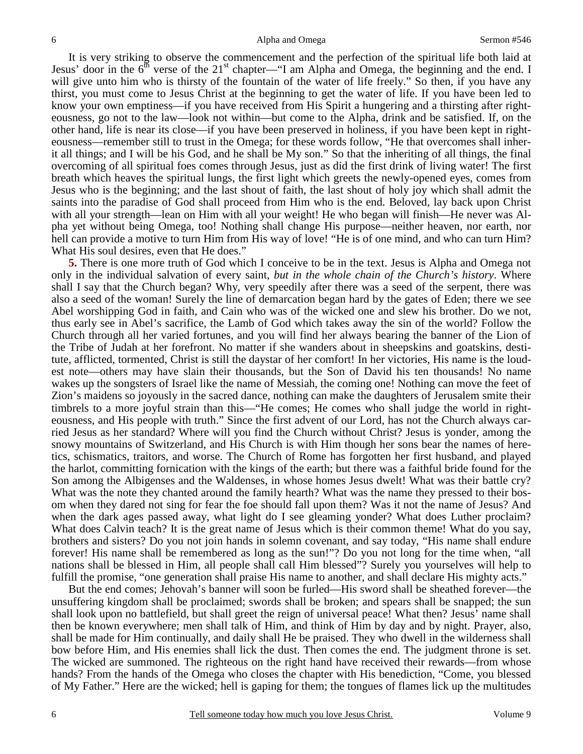It is very striking to observe the commencement and the perfection of the spiritual life both laid at Jesus' door in the 6th verse of the 21st chapter—"I am Alpha and Omega, the beginning and the end. I will give unto him who is thirsty of the fountain of the water of life freely." So then, if you have any thirst, you must come to Jesus Christ at the beginning to get the water of life. If you have been led to know your own emptiness—if you have received from His Spirit a hungering and a thirsting after righteousness, go not to the law—look not within—but come to the Alpha, drink and be satisfied. If, on the other hand, life is near its close—if you have been preserved in holiness, if you have been kept in righteousness—remember still to trust in the Omega; for these words follow, "He that overcomes shall inherit all things; and I will be his God, and he shall be My son." So that the inheriting of all things, the final overcoming of all spiritual foes comes through Jesus, just as did the first drink of living water! The first breath which heaves the spiritual lungs, the first light which greets the newly-opened eyes, comes from Jesus who is the beginning; and the last shout of faith, the last shout of holy joy which shall admit the saints into the paradise of God shall proceed from Him who is the end. Beloved, lay back upon Christ with all your strength—lean on Him with all your weight! He who began will finish—He never was Alpha yet without being Omega, too! Nothing shall change His purpose—neither heaven, nor earth, nor hell can provide a motive to turn Him from His way of love! "He is of one mind, and who can turn Him? What His soul desires, even that He does."

**5.** There is one more truth of God which I conceive to be in the text. Jesus is Alpha and Omega not only in the individual salvation of every saint, *but in the whole chain of the Church's history*. Where shall I say that the Church began? Why, very speedily after there was a seed of the serpent, there was also a seed of the woman! Surely the line of demarcation began hard by the gates of Eden; there we see Abel worshipping God in faith, and Cain who was of the wicked one and slew his brother. Do we not, thus early see in Abel's sacrifice, the Lamb of God which takes away the sin of the world? Follow the Church through all her varied fortunes, and you will find her always bearing the banner of the Lion of the Tribe of Judah at her forefront. No matter if she wanders about in sheepskins and goatskins, destitute, afflicted, tormented, Christ is still the daystar of her comfort! In her victories, His name is the loudest note—others may have slain their thousands, but the Son of David his ten thousands! No name wakes up the songsters of Israel like the name of Messiah, the coming one! Nothing can move the feet of Zion's maidens so joyously in the sacred dance, nothing can make the daughters of Jerusalem smite their timbrels to a more joyful strain than this—"He comes; He comes who shall judge the world in righteousness, and His people with truth." Since the first advent of our Lord, has not the Church always carried Jesus as her standard? Where will you find the Church without Christ? Jesus is yonder, among the snowy mountains of Switzerland, and His Church is with Him though her sons bear the names of heretics, schismatics, traitors, and worse. The Church of Rome has forgotten her first husband, and played the harlot, committing fornication with the kings of the earth; but there was a faithful bride found for the Son among the Albigenses and the Waldenses, in whose homes Jesus dwelt! What was their battle cry? What was the note they chanted around the family hearth? What was the name they pressed to their bosom when they dared not sing for fear the foe should fall upon them? Was it not the name of Jesus? And when the dark ages passed away, what light do I see gleaming yonder? What does Luther proclaim? What does Calvin teach? It is the great name of Jesus which is their common theme! What do you say, brothers and sisters? Do you not join hands in solemn covenant, and say today, "His name shall endure forever! His name shall be remembered as long as the sun!"? Do you not long for the time when, "all nations shall be blessed in Him, all people shall call Him blessed"? Surely you yourselves will help to fulfill the promise, "one generation shall praise His name to another, and shall declare His mighty acts."

But the end comes; Jehovah's banner will soon be furled—His sword shall be sheathed forever—the unsuffering kingdom shall be proclaimed; swords shall be broken; and spears shall be snapped; the sun shall look upon no battlefield, but shall greet the reign of universal peace! What then? Jesus' name shall then be known everywhere; men shall talk of Him, and think of Him by day and by night. Prayer, also, shall be made for Him continually, and daily shall He be praised. They who dwell in the wilderness shall bow before Him, and His enemies shall lick the dust. Then comes the end. The judgment throne is set. The wicked are summoned. The righteous on the right hand have received their rewards—from whose hands? From the hands of the Omega who closes the chapter with His benediction, "Come, you blessed of My Father." Here are the wicked; hell is gaping for them; the tongues of flames lick up the multitudes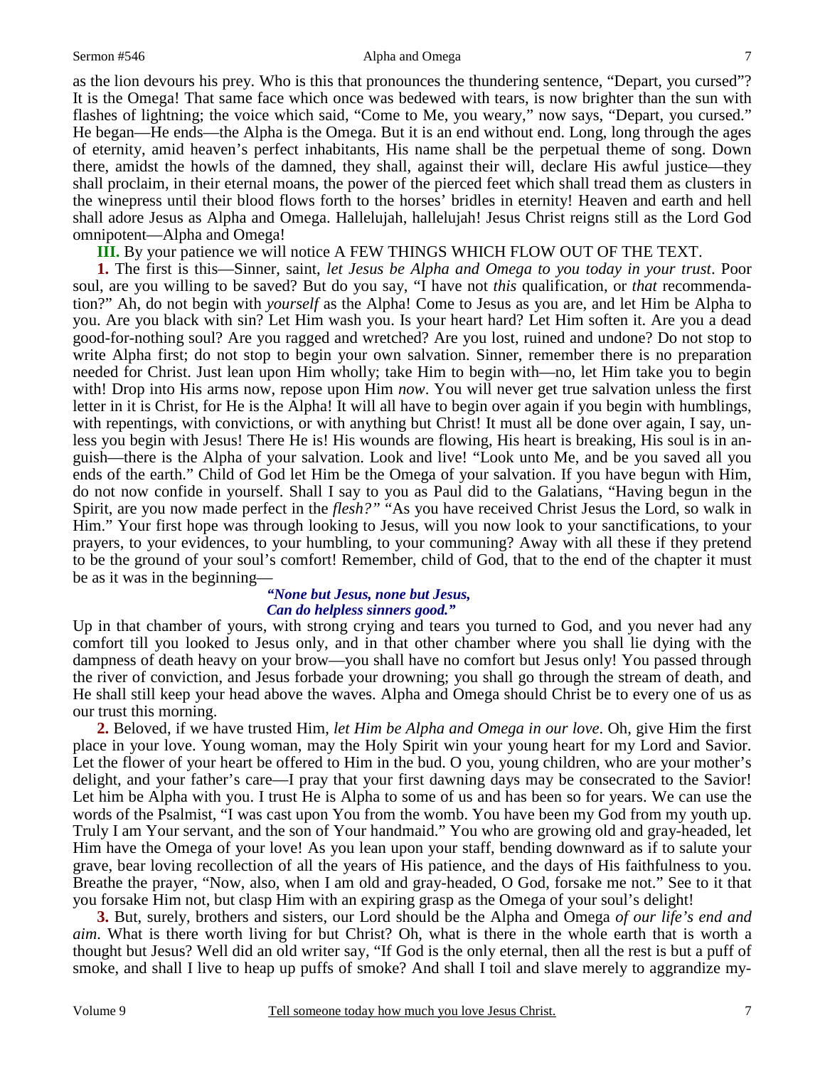as the lion devours his prey. Who is this that pronounces the thundering sentence, "Depart, you cursed"? It is the Omega! That same face which once was bedewed with tears, is now brighter than the sun with flashes of lightning; the voice which said, "Come to Me, you weary," now says, "Depart, you cursed." He began—He ends—the Alpha is the Omega. But it is an end without end. Long, long through the ages of eternity, amid heaven's perfect inhabitants, His name shall be the perpetual theme of song. Down there, amidst the howls of the damned, they shall, against their will, declare His awful justice—they shall proclaim, in their eternal moans, the power of the pierced feet which shall tread them as clusters in the winepress until their blood flows forth to the horses' bridles in eternity! Heaven and earth and hell shall adore Jesus as Alpha and Omega. Hallelujah, hallelujah! Jesus Christ reigns still as the Lord God omnipotent—Alpha and Omega!

**III.** By your patience we will notice A FEW THINGS WHICH FLOW OUT OF THE TEXT.

**1.** The first is this—Sinner, saint, *let Jesus be Alpha and Omega to you today in your trust*. Poor soul, are you willing to be saved? But do you say, "I have not *this* qualification, or *that* recommendation?" Ah, do not begin with *yourself* as the Alpha! Come to Jesus as you are, and let Him be Alpha to you. Are you black with sin? Let Him wash you. Is your heart hard? Let Him soften it. Are you a dead good-for-nothing soul? Are you ragged and wretched? Are you lost, ruined and undone? Do not stop to write Alpha first; do not stop to begin your own salvation. Sinner, remember there is no preparation needed for Christ. Just lean upon Him wholly; take Him to begin with—no, let Him take you to begin with! Drop into His arms now, repose upon Him *now*. You will never get true salvation unless the first letter in it is Christ, for He is the Alpha! It will all have to begin over again if you begin with humblings, with repentings, with convictions, or with anything but Christ! It must all be done over again, I say, unless you begin with Jesus! There He is! His wounds are flowing, His heart is breaking, His soul is in anguish—there is the Alpha of your salvation. Look and live! "Look unto Me, and be you saved all you ends of the earth." Child of God let Him be the Omega of your salvation. If you have begun with Him, do not now confide in yourself. Shall I say to you as Paul did to the Galatians, "Having begun in the Spirit, are you now made perfect in the *flesh?"* "As you have received Christ Jesus the Lord, so walk in Him." Your first hope was through looking to Jesus, will you now look to your sanctifications, to your prayers, to your evidences, to your humbling, to your communing? Away with all these if they pretend to be the ground of your soul's comfort! Remember, child of God, that to the end of the chapter it must be as it was in the beginning—

*"None but Jesus, none but Jesus,*
*Can do helpless sinners good."*

Up in that chamber of yours, with strong crying and tears you turned to God, and you never had any comfort till you looked to Jesus only, and in that other chamber where you shall lie dying with the dampness of death heavy on your brow—you shall have no comfort but Jesus only! You passed through the river of conviction, and Jesus forbade your drowning; you shall go through the stream of death, and He shall still keep your head above the waves. Alpha and Omega should Christ be to every one of us as our trust this morning.

**2.** Beloved, if we have trusted Him, *let Him be Alpha and Omega in our love*. Oh, give Him the first place in your love. Young woman, may the Holy Spirit win your young heart for my Lord and Savior. Let the flower of your heart be offered to Him in the bud. O you, young children, who are your mother's delight, and your father's care—I pray that your first dawning days may be consecrated to the Savior! Let him be Alpha with you. I trust He is Alpha to some of us and has been so for years. We can use the words of the Psalmist, "I was cast upon You from the womb. You have been my God from my youth up. Truly I am Your servant, and the son of Your handmaid." You who are growing old and gray-headed, let Him have the Omega of your love! As you lean upon your staff, bending downward as if to salute your grave, bear loving recollection of all the years of His patience, and the days of His faithfulness to you. Breathe the prayer, "Now, also, when I am old and gray-headed, O God, forsake me not." See to it that you forsake Him not, but clasp Him with an expiring grasp as the Omega of your soul's delight!

**3.** But, surely, brothers and sisters, our Lord should be the Alpha and Omega *of our life's end and aim*. What is there worth living for but Christ? Oh, what is there in the whole earth that is worth a thought but Jesus? Well did an old writer say, "If God is the only eternal, then all the rest is but a puff of smoke, and shall I live to heap up puffs of smoke? And shall I toil and slave merely to aggrandize my-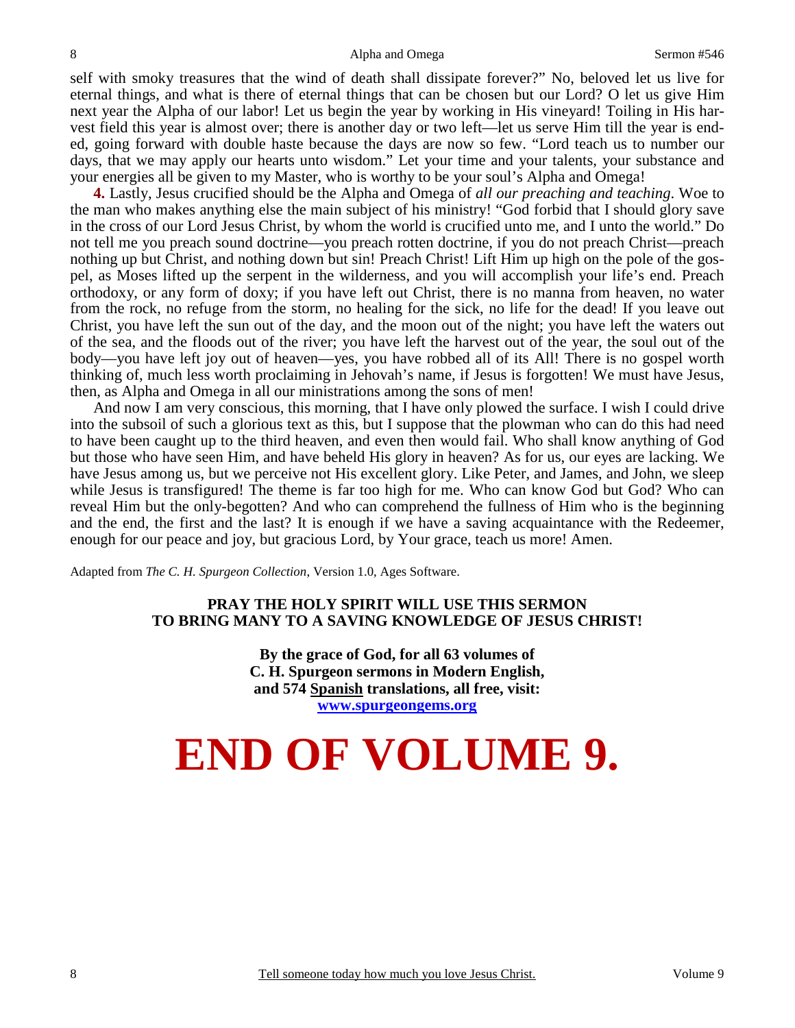self with smoky treasures that the wind of death shall dissipate forever?" No, beloved let us live for eternal things, and what is there of eternal things that can be chosen but our Lord? O let us give Him next year the Alpha of our labor! Let us begin the year by working in His vineyard! Toiling in His harvest field this year is almost over; there is another day or two left—let us serve Him till the year is ended, going forward with double haste because the days are now so few. "Lord teach us to number our days, that we may apply our hearts unto wisdom." Let your time and your talents, your substance and your energies all be given to my Master, who is worthy to be your soul's Alpha and Omega!

**4.** Lastly, Jesus crucified should be the Alpha and Omega of *all our preaching and teaching*. Woe to the man who makes anything else the main subject of his ministry! "God forbid that I should glory save in the cross of our Lord Jesus Christ, by whom the world is crucified unto me, and I unto the world." Do not tell me you preach sound doctrine—you preach rotten doctrine, if you do not preach Christ—preach nothing up but Christ, and nothing down but sin! Preach Christ! Lift Him up high on the pole of the gospel, as Moses lifted up the serpent in the wilderness, and you will accomplish your life's end. Preach orthodoxy, or any form of doxy; if you have left out Christ, there is no manna from heaven, no water from the rock, no refuge from the storm, no healing for the sick, no life for the dead! If you leave out Christ, you have left the sun out of the day, and the moon out of the night; you have left the waters out of the sea, and the floods out of the river; you have left the harvest out of the year, the soul out of the body—you have left joy out of heaven—yes, you have robbed all of its All! There is no gospel worth thinking of, much less worth proclaiming in Jehovah's name, if Jesus is forgotten! We must have Jesus, then, as Alpha and Omega in all our ministrations among the sons of men!

And now I am very conscious, this morning, that I have only plowed the surface. I wish I could drive into the subsoil of such a glorious text as this, but I suppose that the plowman who can do this had need to have been caught up to the third heaven, and even then would fail. Who shall know anything of God but those who have seen Him, and have beheld His glory in heaven? As for us, our eyes are lacking. We have Jesus among us, but we perceive not His excellent glory. Like Peter, and James, and John, we sleep while Jesus is transfigured! The theme is far too high for me. Who can know God but God? Who can reveal Him but the only-begotten? And who can comprehend the fullness of Him who is the beginning and the end, the first and the last? It is enough if we have a saving acquaintance with the Redeemer, enough for our peace and joy, but gracious Lord, by Your grace, teach us more! Amen.

Adapted from *The C. H. Spurgeon Collection*, Version 1.0, Ages Software.

**PRAY THE HOLY SPIRIT WILL USE THIS SERMON TO BRING MANY TO A SAVING KNOWLEDGE OF JESUS CHRIST!**

**By the grace of God, for all 63 volumes of C. H. Spurgeon sermons in Modern English, and 574 Spanish translations, all free, visit: www.spurgeongems.org**

# END OF VOLUME 9.

Tell someone today how much you love Jesus Christ.